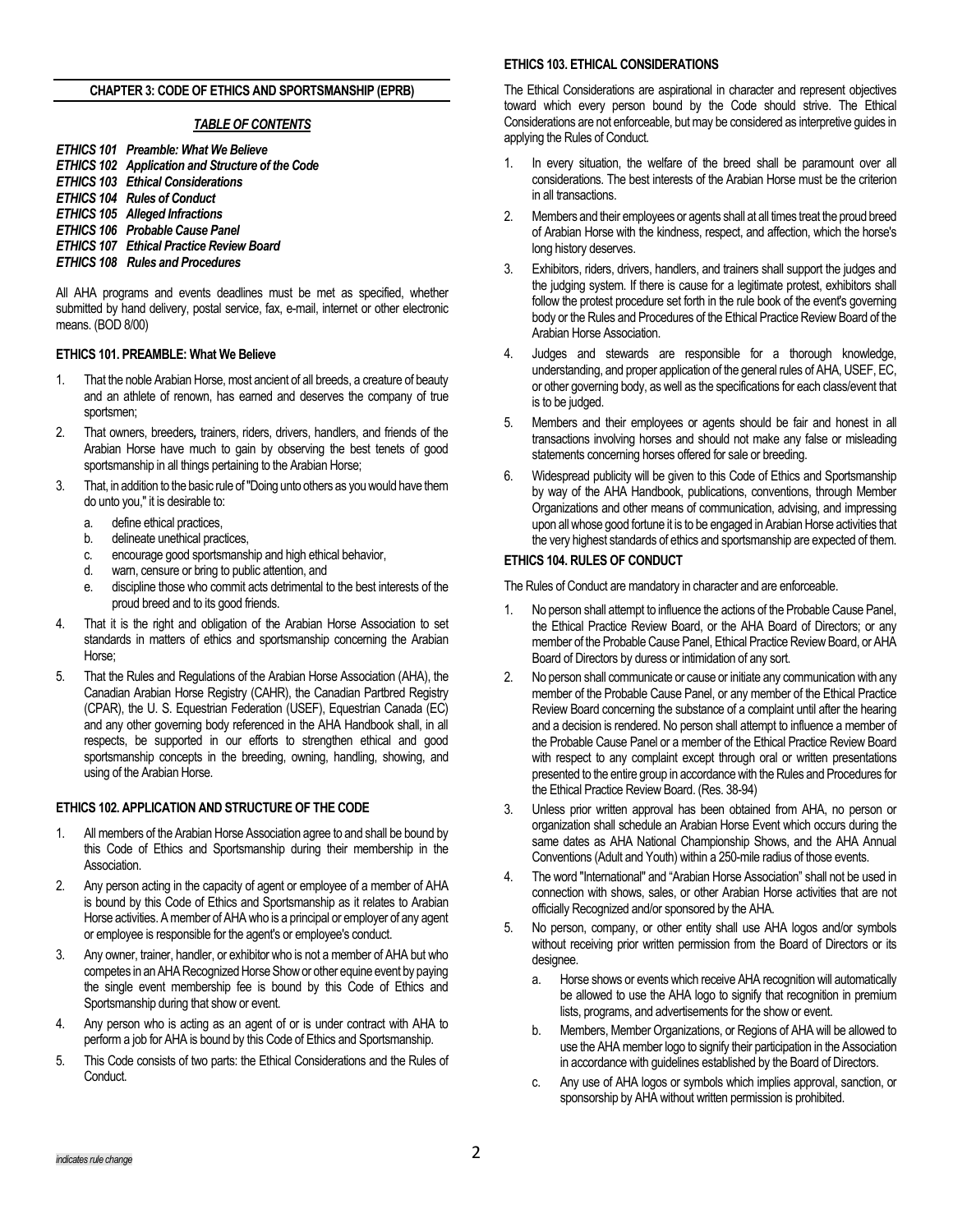## CHAPTER 3: CODE OF ETHICS AND SPORTSMANSHIP (EPRB)

### *TABLE OF CONTENTS*

***ETHICS 101 Preamble: What We Believe***
***ETHICS 102 Application and Structure of the Code***
***ETHICS 103 Ethical Considerations***
***ETHICS 104 Rules of Conduct***
***ETHICS 105 Alleged Infractions***
***ETHICS 106 Probable Cause Panel***
***ETHICS 107 Ethical Practice Review Board***
***ETHICS 108 Rules and Procedures***

All AHA programs and events deadlines must be met as specified, whether submitted by hand delivery, postal service, fax, e-mail, internet or other electronic means. (BOD 8/00)

### ETHICS 101. PREAMBLE: What We Believe

1. That the noble Arabian Horse, most ancient of all breeds, a creature of beauty and an athlete of renown, has earned and deserves the company of true sportsmen;
2. That owners, breeders**,** trainers, riders, drivers, handlers, and friends of the Arabian Horse have much to gain by observing the best tenets of good sportsmanship in all things pertaining to the Arabian Horse;
3. That, in addition to the basic rule of "Doing unto others as you would have them do unto you," it is desirable to:
   a. define ethical practices,
   b. delineate unethical practices,
   c. encourage good sportsmanship and high ethical behavior,
   d. warn, censure or bring to public attention, and
   e. discipline those who commit acts detrimental to the best interests of the proud breed and to its good friends.
4. That it is the right and obligation of the Arabian Horse Association to set standards in matters of ethics and sportsmanship concerning the Arabian Horse;
5. That the Rules and Regulations of the Arabian Horse Association (AHA), the Canadian Arabian Horse Registry (CAHR), the Canadian Partbred Registry (CPAR), the U. S. Equestrian Federation (USEF), Equestrian Canada (EC) and any other governing body referenced in the AHA Handbook shall, in all respects, be supported in our efforts to strengthen ethical and good sportsmanship concepts in the breeding, owning, handling, showing, and using of the Arabian Horse.

### ETHICS 102. APPLICATION AND STRUCTURE OF THE CODE

1. All members of the Arabian Horse Association agree to and shall be bound by this Code of Ethics and Sportsmanship during their membership in the Association.
2. Any person acting in the capacity of agent or employee of a member of AHA is bound by this Code of Ethics and Sportsmanship as it relates to Arabian Horse activities. A member of AHA who is a principal or employer of any agent or employee is responsible for the agent's or employee's conduct.
3. Any owner, trainer, handler, or exhibitor who is not a member of AHA but who competes in an AHA Recognized Horse Show or other equine event by paying the single event membership fee is bound by this Code of Ethics and Sportsmanship during that show or event.
4. Any person who is acting as an agent of or is under contract with AHA to perform a job for AHA is bound by this Code of Ethics and Sportsmanship.
5. This Code consists of two parts: the Ethical Considerations and the Rules of Conduct.

### ETHICS 103. ETHICAL CONSIDERATIONS

The Ethical Considerations are aspirational in character and represent objectives toward which every person bound by the Code should strive. The Ethical Considerations are not enforceable, but may be considered as interpretive guides in applying the Rules of Conduct.

1. In every situation, the welfare of the breed shall be paramount over all considerations. The best interests of the Arabian Horse must be the criterion in all transactions.
2. Members and their employees or agents shall at all times treat the proud breed of Arabian Horse with the kindness, respect, and affection, which the horse's long history deserves.
3. Exhibitors, riders, drivers, handlers, and trainers shall support the judges and the judging system. If there is cause for a legitimate protest, exhibitors shall follow the protest procedure set forth in the rule book of the event's governing body or the Rules and Procedures of the Ethical Practice Review Board of the Arabian Horse Association.
4. Judges and stewards are responsible for a thorough knowledge, understanding, and proper application of the general rules of AHA, USEF, EC, or other governing body, as well as the specifications for each class/event that is to be judged.
5. Members and their employees or agents should be fair and honest in all transactions involving horses and should not make any false or misleading statements concerning horses offered for sale or breeding.
6. Widespread publicity will be given to this Code of Ethics and Sportsmanship by way of the AHA Handbook, publications, conventions, through Member Organizations and other means of communication, advising, and impressing upon all whose good fortune it is to be engaged in Arabian Horse activities that the very highest standards of ethics and sportsmanship are expected of them.

### ETHICS 104. RULES OF CONDUCT

The Rules of Conduct are mandatory in character and are enforceable.

1. No person shall attempt to influence the actions of the Probable Cause Panel, the Ethical Practice Review Board, or the AHA Board of Directors; or any member of the Probable Cause Panel, Ethical Practice Review Board, or AHA Board of Directors by duress or intimidation of any sort.
2. No person shall communicate or cause or initiate any communication with any member of the Probable Cause Panel, or any member of the Ethical Practice Review Board concerning the substance of a complaint until after the hearing and a decision is rendered. No person shall attempt to influence a member of the Probable Cause Panel or a member of the Ethical Practice Review Board with respect to any complaint except through oral or written presentations presented to the entire group in accordance with the Rules and Procedures for the Ethical Practice Review Board. (Res. 38-94)
3. Unless prior written approval has been obtained from AHA, no person or organization shall schedule an Arabian Horse Event which occurs during the same dates as AHA National Championship Shows, and the AHA Annual Conventions (Adult and Youth) within a 250-mile radius of those events.
4. The word "International" and "Arabian Horse Association" shall not be used in connection with shows, sales, or other Arabian Horse activities that are not officially Recognized and/or sponsored by the AHA.
5. No person, company, or other entity shall use AHA logos and/or symbols without receiving prior written permission from the Board of Directors or its designee.
   a. Horse shows or events which receive AHA recognition will automatically be allowed to use the AHA logo to signify that recognition in premium lists, programs, and advertisements for the show or event.
   b. Members, Member Organizations, or Regions of AHA will be allowed to use the AHA member logo to signify their participation in the Association in accordance with guidelines established by the Board of Directors.
   c. Any use of AHA logos or symbols which implies approval, sanction, or sponsorship by AHA without written permission is prohibited.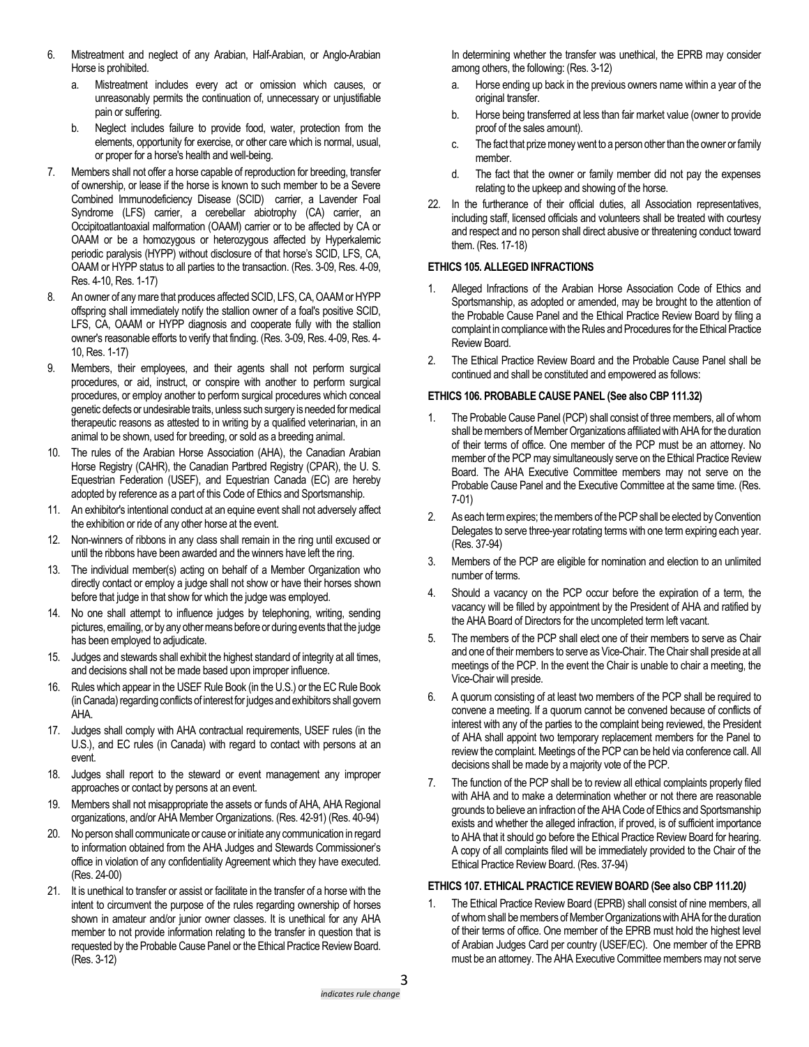6. Mistreatment and neglect of any Arabian, Half-Arabian, or Anglo-Arabian Horse is prohibited.
   a. Mistreatment includes every act or omission which causes, or unreasonably permits the continuation of, unnecessary or unjustifiable pain or suffering.
   b. Neglect includes failure to provide food, water, protection from the elements, opportunity for exercise, or other care which is normal, usual, or proper for a horse's health and well-being.
7. Members shall not offer a horse capable of reproduction for breeding, transfer of ownership, or lease if the horse is known to such member to be a Severe Combined Immunodeficiency Disease (SCID) carrier, a Lavender Foal Syndrome (LFS) carrier, a cerebellar abiotrophy (CA) carrier, an Occipitoatlantoaxial malformation (OAAM) carrier or to be affected by CA or OAAM or be a homozygous or heterozygous affected by Hyperkalemic periodic paralysis (HYPP) without disclosure of that horse's SCID, LFS, CA, OAAM or HYPP status to all parties to the transaction. (Res. 3-09, Res. 4-09, Res. 4-10, Res. 1-17)
8. An owner of any mare that produces affected SCID, LFS, CA, OAAM or HYPP offspring shall immediately notify the stallion owner of a foal's positive SCID, LFS, CA, OAAM or HYPP diagnosis and cooperate fully with the stallion owner's reasonable efforts to verify that finding. (Res. 3-09, Res. 4-09, Res. 4-10, Res. 1-17)
9. Members, their employees, and their agents shall not perform surgical procedures, or aid, instruct, or conspire with another to perform surgical procedures, or employ another to perform surgical procedures which conceal genetic defects or undesirable traits, unless such surgery is needed for medical therapeutic reasons as attested to in writing by a qualified veterinarian, in an animal to be shown, used for breeding, or sold as a breeding animal.
10. The rules of the Arabian Horse Association (AHA), the Canadian Arabian Horse Registry (CAHR), the Canadian Partbred Registry (CPAR), the U. S. Equestrian Federation (USEF), and Equestrian Canada (EC) are hereby adopted by reference as a part of this Code of Ethics and Sportsmanship.
11. An exhibitor's intentional conduct at an equine event shall not adversely affect the exhibition or ride of any other horse at the event.
12. Non-winners of ribbons in any class shall remain in the ring until excused or until the ribbons have been awarded and the winners have left the ring.
13. The individual member(s) acting on behalf of a Member Organization who directly contact or employ a judge shall not show or have their horses shown before that judge in that show for which the judge was employed.
14. No one shall attempt to influence judges by telephoning, writing, sending pictures, emailing, or by any other means before or during events that the judge has been employed to adjudicate.
15. Judges and stewards shall exhibit the highest standard of integrity at all times, and decisions shall not be made based upon improper influence.
16. Rules which appear in the USEF Rule Book (in the U.S.) or the EC Rule Book (in Canada) regarding conflicts of interest for judges and exhibitors shall govern AHA.
17. Judges shall comply with AHA contractual requirements, USEF rules (in the U.S.), and EC rules (in Canada) with regard to contact with persons at an event.
18. Judges shall report to the steward or event management any improper approaches or contact by persons at an event.
19. Members shall not misappropriate the assets or funds of AHA, AHA Regional organizations, and/or AHA Member Organizations. (Res. 42-91) (Res. 40-94)
20. No person shall communicate or cause or initiate any communication in regard to information obtained from the AHA Judges and Stewards Commissioner's office in violation of any confidentiality Agreement which they have executed. (Res. 24-00)
21. It is unethical to transfer or assist or facilitate in the transfer of a horse with the intent to circumvent the purpose of the rules regarding ownership of horses shown in amateur and/or junior owner classes. It is unethical for any AHA member to not provide information relating to the transfer in question that is requested by the Probable Cause Panel or the Ethical Practice Review Board. (Res. 3-12)

   In determining whether the transfer was unethical, the EPRB may consider among others, the following: (Res. 3-12)
   a. Horse ending up back in the previous owners name within a year of the original transfer.
   b. Horse being transferred at less than fair market value (owner to provide proof of the sales amount).
   c. The fact that prize money went to a person other than the owner or family member.
   d. The fact that the owner or family member did not pay the expenses relating to the upkeep and showing of the horse.
22. In the furtherance of their official duties, all Association representatives, including staff, licensed officials and volunteers shall be treated with courtesy and respect and no person shall direct abusive or threatening conduct toward them. (Res. 17-18)

### ETHICS 105. ALLEGED INFRACTIONS

1. Alleged Infractions of the Arabian Horse Association Code of Ethics and Sportsmanship, as adopted or amended, may be brought to the attention of the Probable Cause Panel and the Ethical Practice Review Board by filing a complaint in compliance with the Rules and Procedures for the Ethical Practice Review Board.
2. The Ethical Practice Review Board and the Probable Cause Panel shall be continued and shall be constituted and empowered as follows:

### ETHICS 106. PROBABLE CAUSE PANEL (See also CBP 111.32)

1. The Probable Cause Panel (PCP) shall consist of three members, all of whom shall be members of Member Organizations affiliated with AHA for the duration of their terms of office. One member of the PCP must be an attorney. No member of the PCP may simultaneously serve on the Ethical Practice Review Board. The AHA Executive Committee members may not serve on the Probable Cause Panel and the Executive Committee at the same time. (Res. 7-01)
2. As each term expires; the members of the PCP shall be elected by Convention Delegates to serve three-year rotating terms with one term expiring each year. (Res. 37-94)
3. Members of the PCP are eligible for nomination and election to an unlimited number of terms.
4. Should a vacancy on the PCP occur before the expiration of a term, the vacancy will be filled by appointment by the President of AHA and ratified by the AHA Board of Directors for the uncompleted term left vacant.
5. The members of the PCP shall elect one of their members to serve as Chair and one of their members to serve as Vice-Chair. The Chair shall preside at all meetings of the PCP. In the event the Chair is unable to chair a meeting, the Vice-Chair will preside.
6. A quorum consisting of at least two members of the PCP shall be required to convene a meeting. If a quorum cannot be convened because of conflicts of interest with any of the parties to the complaint being reviewed, the President of AHA shall appoint two temporary replacement members for the Panel to review the complaint. Meetings of the PCP can be held via conference call. All decisions shall be made by a majority vote of the PCP.
7. The function of the PCP shall be to review all ethical complaints properly filed with AHA and to make a determination whether or not there are reasonable grounds to believe an infraction of the AHA Code of Ethics and Sportsmanship exists and whether the alleged infraction, if proved, is of sufficient importance to AHA that it should go before the Ethical Practice Review Board for hearing. A copy of all complaints filed will be immediately provided to the Chair of the Ethical Practice Review Board. (Res. 37-94)

### ETHICS 107. ETHICAL PRACTICE REVIEW BOARD (See also CBP 111.20*)*

1. The Ethical Practice Review Board (EPRB) shall consist of nine members, all of whom shall be members of Member Organizations with AHA for the duration of their terms of office. One member of the EPRB must hold the highest level of Arabian Judges Card per country (USEF/EC). One member of the EPRB must be an attorney. The AHA Executive Committee members may not serve

*indicates rule change*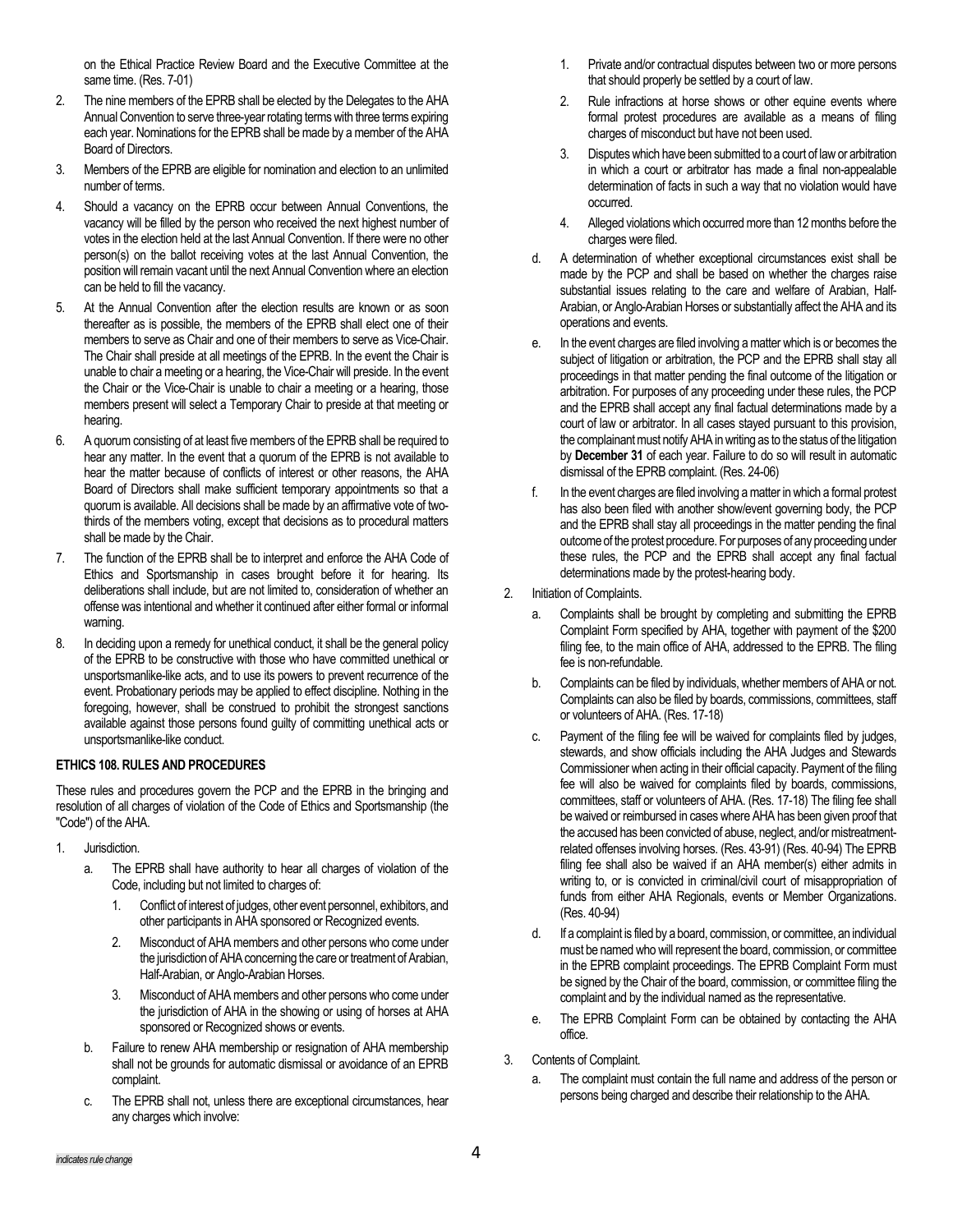on the Ethical Practice Review Board and the Executive Committee at the same time. (Res. 7-01)

2. The nine members of the EPRB shall be elected by the Delegates to the AHA Annual Convention to serve three-year rotating terms with three terms expiring each year. Nominations for the EPRB shall be made by a member of the AHA Board of Directors.
3. Members of the EPRB are eligible for nomination and election to an unlimited number of terms.
4. Should a vacancy on the EPRB occur between Annual Conventions, the vacancy will be filled by the person who received the next highest number of votes in the election held at the last Annual Convention. If there were no other person(s) on the ballot receiving votes at the last Annual Convention, the position will remain vacant until the next Annual Convention where an election can be held to fill the vacancy.
5. At the Annual Convention after the election results are known or as soon thereafter as is possible, the members of the EPRB shall elect one of their members to serve as Chair and one of their members to serve as Vice-Chair. The Chair shall preside at all meetings of the EPRB. In the event the Chair is unable to chair a meeting or a hearing, the Vice-Chair will preside. In the event the Chair or the Vice-Chair is unable to chair a meeting or a hearing, those members present will select a Temporary Chair to preside at that meeting or hearing.
6. A quorum consisting of at least five members of the EPRB shall be required to hear any matter. In the event that a quorum of the EPRB is not available to hear the matter because of conflicts of interest or other reasons, the AHA Board of Directors shall make sufficient temporary appointments so that a quorum is available. All decisions shall be made by an affirmative vote of two-thirds of the members voting, except that decisions as to procedural matters shall be made by the Chair.
7. The function of the EPRB shall be to interpret and enforce the AHA Code of Ethics and Sportsmanship in cases brought before it for hearing. Its deliberations shall include, but are not limited to, consideration of whether an offense was intentional and whether it continued after either formal or informal warning.
8. In deciding upon a remedy for unethical conduct, it shall be the general policy of the EPRB to be constructive with those who have committed unethical or unsportsmanlike-like acts, and to use its powers to prevent recurrence of the event. Probationary periods may be applied to effect discipline. Nothing in the foregoing, however, shall be construed to prohibit the strongest sanctions available against those persons found guilty of committing unethical acts or unsportsmanlike-like conduct.

**ETHICS 108. RULES AND PROCEDURES**

These rules and procedures govern the PCP and the EPRB in the bringing and resolution of all charges of violation of the Code of Ethics and Sportsmanship (the "Code") of the AHA.

1. Jurisdiction.
   a. The EPRB shall have authority to hear all charges of violation of the Code, including but not limited to charges of:
      1. Conflict of interest of judges, other event personnel, exhibitors, and other participants in AHA sponsored or Recognized events.
      2. Misconduct of AHA members and other persons who come under the jurisdiction of AHA concerning the care or treatment of Arabian, Half-Arabian, or Anglo-Arabian Horses.
      3. Misconduct of AHA members and other persons who come under the jurisdiction of AHA in the showing or using of horses at AHA sponsored or Recognized shows or events.
   b. Failure to renew AHA membership or resignation of AHA membership shall not be grounds for automatic dismissal or avoidance of an EPRB complaint.
   c. The EPRB shall not, unless there are exceptional circumstances, hear any charges which involve:
      1. Private and/or contractual disputes between two or more persons that should properly be settled by a court of law.
      2. Rule infractions at horse shows or other equine events where formal protest procedures are available as a means of filing charges of misconduct but have not been used.
      3. Disputes which have been submitted to a court of law or arbitration in which a court or arbitrator has made a final non-appealable determination of facts in such a way that no violation would have occurred.
      4. Alleged violations which occurred more than 12 months before the charges were filed.
   d. A determination of whether exceptional circumstances exist shall be made by the PCP and shall be based on whether the charges raise substantial issues relating to the care and welfare of Arabian, Half-Arabian, or Anglo-Arabian Horses or substantially affect the AHA and its operations and events.
   e. In the event charges are filed involving a matter which is or becomes the subject of litigation or arbitration, the PCP and the EPRB shall stay all proceedings in that matter pending the final outcome of the litigation or arbitration. For purposes of any proceeding under these rules, the PCP and the EPRB shall accept any final factual determinations made by a court of law or arbitrator. In all cases stayed pursuant to this provision, the complainant must notify AHA in writing as to the status of the litigation by **December 31** of each year. Failure to do so will result in automatic dismissal of the EPRB complaint. (Res. 24-06)
   f. In the event charges are filed involving a matter in which a formal protest has also been filed with another show/event governing body, the PCP and the EPRB shall stay all proceedings in the matter pending the final outcome of the protest procedure. For purposes of any proceeding under these rules, the PCP and the EPRB shall accept any final factual determinations made by the protest-hearing body.
2. Initiation of Complaints.
   a. Complaints shall be brought by completing and submitting the EPRB Complaint Form specified by AHA, together with payment of the $200 filing fee, to the main office of AHA, addressed to the EPRB. The filing fee is non-refundable.
   b. Complaints can be filed by individuals, whether members of AHA or not. Complaints can also be filed by boards, commissions, committees, staff or volunteers of AHA. (Res. 17-18)
   c. Payment of the filing fee will be waived for complaints filed by judges, stewards, and show officials including the AHA Judges and Stewards Commissioner when acting in their official capacity. Payment of the filing fee will also be waived for complaints filed by boards, commissions, committees, staff or volunteers of AHA. (Res. 17-18) The filing fee shall be waived or reimbursed in cases where AHA has been given proof that the accused has been convicted of abuse, neglect, and/or mistreatment-related offenses involving horses. (Res. 43-91) (Res. 40-94) The EPRB filing fee shall also be waived if an AHA member(s) either admits in writing to, or is convicted in criminal/civil court of misappropriation of funds from either AHA Regionals, events or Member Organizations. (Res. 40-94)
   d. If a complaint is filed by a board, commission, or committee, an individual must be named who will represent the board, commission, or committee in the EPRB complaint proceedings. The EPRB Complaint Form must be signed by the Chair of the board, commission, or committee filing the complaint and by the individual named as the representative.
   e. The EPRB Complaint Form can be obtained by contacting the AHA office.
3. Contents of Complaint.
   a. The complaint must contain the full name and address of the person or persons being charged and describe their relationship to the AHA.

*indicates rule change*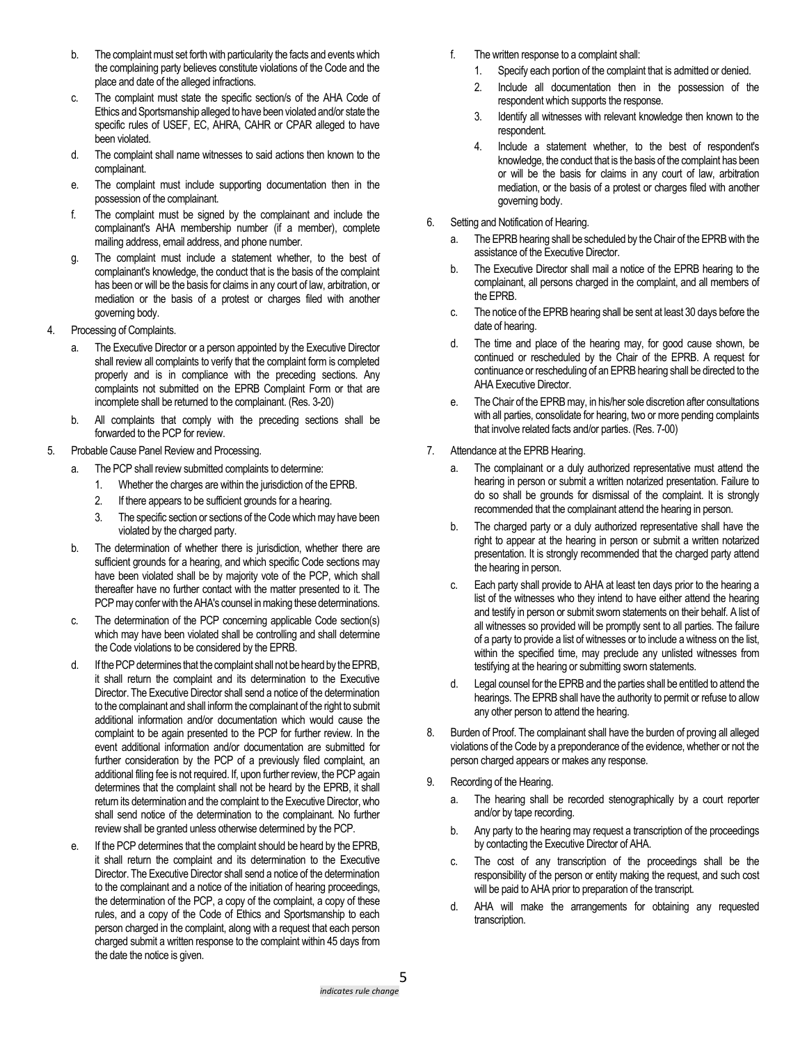b. The complaint must set forth with particularity the facts and events which the complaining party believes constitute violations of the Code and the place and date of the alleged infractions.

c. The complaint must state the specific section/s of the AHA Code of Ethics and Sportsmanship alleged to have been violated and/or state the specific rules of USEF, EC, AHRA, CAHR or CPAR alleged to have been violated.

d. The complaint shall name witnesses to said actions then known to the complainant.

e. The complaint must include supporting documentation then in the possession of the complainant.

f. The complaint must be signed by the complainant and include the complainant's AHA membership number (if a member), complete mailing address, email address, and phone number.

g. The complaint must include a statement whether, to the best of complainant's knowledge, the conduct that is the basis of the complaint has been or will be the basis for claims in any court of law, arbitration, or mediation or the basis of a protest or charges filed with another governing body.

4. Processing of Complaints.

   a. The Executive Director or a person appointed by the Executive Director shall review all complaints to verify that the complaint form is completed properly and is in compliance with the preceding sections. Any complaints not submitted on the EPRB Complaint Form or that are incomplete shall be returned to the complainant. (Res. 3-20)

   b. All complaints that comply with the preceding sections shall be forwarded to the PCP for review.

5. Probable Cause Panel Review and Processing.

   a. The PCP shall review submitted complaints to determine:
      1. Whether the charges are within the jurisdiction of the EPRB.
      2. If there appears to be sufficient grounds for a hearing.
      3. The specific section or sections of the Code which may have been violated by the charged party.

   b. The determination of whether there is jurisdiction, whether there are sufficient grounds for a hearing, and which specific Code sections may have been violated shall be by majority vote of the PCP, which shall thereafter have no further contact with the matter presented to it. The PCP may confer with the AHA's counsel in making these determinations.

   c. The determination of the PCP concerning applicable Code section(s) which may have been violated shall be controlling and shall determine the Code violations to be considered by the EPRB.

   d. If the PCP determines that the complaint shall not be heard by the EPRB, it shall return the complaint and its determination to the Executive Director. The Executive Director shall send a notice of the determination to the complainant and shall inform the complainant of the right to submit additional information and/or documentation which would cause the complaint to be again presented to the PCP for further review. In the event additional information and/or documentation are submitted for further consideration by the PCP of a previously filed complaint, an additional filing fee is not required. If, upon further review, the PCP again determines that the complaint shall not be heard by the EPRB, it shall return its determination and the complaint to the Executive Director, who shall send notice of the determination to the complainant. No further review shall be granted unless otherwise determined by the PCP.

   e. If the PCP determines that the complaint should be heard by the EPRB, it shall return the complaint and its determination to the Executive Director. The Executive Director shall send a notice of the determination to the complainant and a notice of the initiation of hearing proceedings, the determination of the PCP, a copy of the complaint, a copy of these rules, and a copy of the Code of Ethics and Sportsmanship to each person charged in the complaint, along with a request that each person charged submit a written response to the complaint within 45 days from the date the notice is given.

   f. The written response to a complaint shall:
      1. Specify each portion of the complaint that is admitted or denied.
      2. Include all documentation then in the possession of the respondent which supports the response.
      3. Identify all witnesses with relevant knowledge then known to the respondent.
      4. Include a statement whether, to the best of respondent's knowledge, the conduct that is the basis of the complaint has been or will be the basis for claims in any court of law, arbitration mediation, or the basis of a protest or charges filed with another governing body.

6. Setting and Notification of Hearing.

   a. The EPRB hearing shall be scheduled by the Chair of the EPRB with the assistance of the Executive Director.

   b. The Executive Director shall mail a notice of the EPRB hearing to the complainant, all persons charged in the complaint, and all members of the EPRB.

   c. The notice of the EPRB hearing shall be sent at least 30 days before the date of hearing.

   d. The time and place of the hearing may, for good cause shown, be continued or rescheduled by the Chair of the EPRB. A request for continuance or rescheduling of an EPRB hearing shall be directed to the AHA Executive Director.

   e. The Chair of the EPRB may, in his/her sole discretion after consultations with all parties, consolidate for hearing, two or more pending complaints that involve related facts and/or parties. (Res. 7-00)

7. Attendance at the EPRB Hearing.

   a. The complainant or a duly authorized representative must attend the hearing in person or submit a written notarized presentation. Failure to do so shall be grounds for dismissal of the complaint. It is strongly recommended that the complainant attend the hearing in person.

   b. The charged party or a duly authorized representative shall have the right to appear at the hearing in person or submit a written notarized presentation. It is strongly recommended that the charged party attend the hearing in person.

   c. Each party shall provide to AHA at least ten days prior to the hearing a list of the witnesses who they intend to have either attend the hearing and testify in person or submit sworn statements on their behalf. A list of all witnesses so provided will be promptly sent to all parties. The failure of a party to provide a list of witnesses or to include a witness on the list, within the specified time, may preclude any unlisted witnesses from testifying at the hearing or submitting sworn statements.

   d. Legal counsel for the EPRB and the parties shall be entitled to attend the hearings. The EPRB shall have the authority to permit or refuse to allow any other person to attend the hearing.

8. Burden of Proof. The complainant shall have the burden of proving all alleged violations of the Code by a preponderance of the evidence, whether or not the person charged appears or makes any response.

9. Recording of the Hearing.

   a. The hearing shall be recorded stenographically by a court reporter and/or by tape recording.

   b. Any party to the hearing may request a transcription of the proceedings by contacting the Executive Director of AHA.

   c. The cost of any transcription of the proceedings shall be the responsibility of the person or entity making the request, and such cost will be paid to AHA prior to preparation of the transcript.

   d. AHA will make the arrangements for obtaining any requested transcription.

*indicates rule change*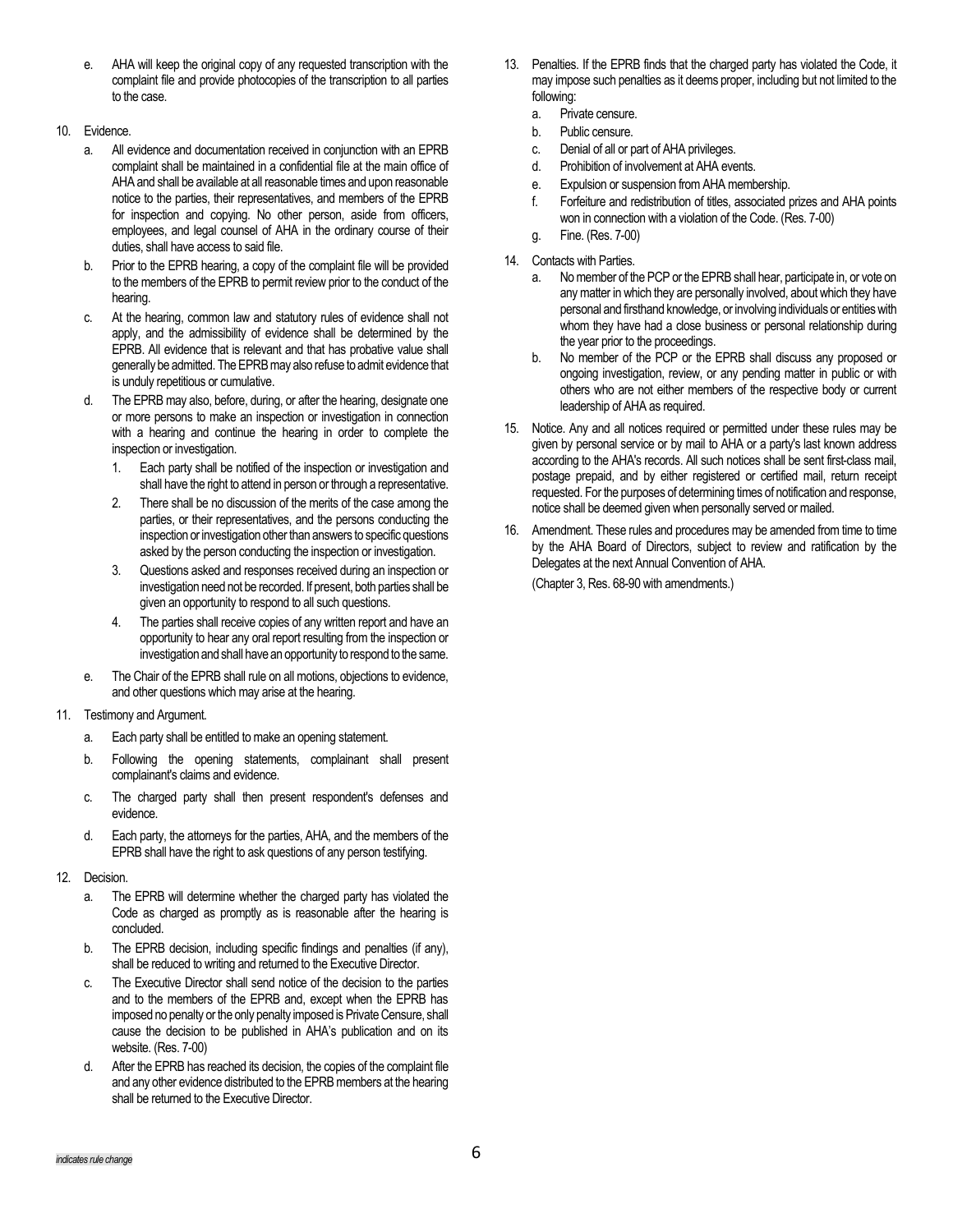e. AHA will keep the original copy of any requested transcription with the complaint file and provide photocopies of the transcription to all parties to the case.

10. Evidence.
    a. All evidence and documentation received in conjunction with an EPRB complaint shall be maintained in a confidential file at the main office of AHA and shall be available at all reasonable times and upon reasonable notice to the parties, their representatives, and members of the EPRB for inspection and copying. No other person, aside from officers, employees, and legal counsel of AHA in the ordinary course of their duties, shall have access to said file.
    b. Prior to the EPRB hearing, a copy of the complaint file will be provided to the members of the EPRB to permit review prior to the conduct of the hearing.
    c. At the hearing, common law and statutory rules of evidence shall not apply, and the admissibility of evidence shall be determined by the EPRB. All evidence that is relevant and that has probative value shall generally be admitted. The EPRB may also refuse to admit evidence that is unduly repetitious or cumulative.
    d. The EPRB may also, before, during, or after the hearing, designate one or more persons to make an inspection or investigation in connection with a hearing and continue the hearing in order to complete the inspection or investigation.
        1. Each party shall be notified of the inspection or investigation and shall have the right to attend in person or through a representative.
        2. There shall be no discussion of the merits of the case among the parties, or their representatives, and the persons conducting the inspection or investigation other than answers to specific questions asked by the person conducting the inspection or investigation.
        3. Questions asked and responses received during an inspection or investigation need not be recorded. If present, both parties shall be given an opportunity to respond to all such questions.
        4. The parties shall receive copies of any written report and have an opportunity to hear any oral report resulting from the inspection or investigation and shall have an opportunity to respond to the same.
    e. The Chair of the EPRB shall rule on all motions, objections to evidence, and other questions which may arise at the hearing.

11. Testimony and Argument.
    a. Each party shall be entitled to make an opening statement.
    b. Following the opening statements, complainant shall present complainant's claims and evidence.
    c. The charged party shall then present respondent's defenses and evidence.
    d. Each party, the attorneys for the parties, AHA, and the members of the EPRB shall have the right to ask questions of any person testifying.

12. Decision.
    a. The EPRB will determine whether the charged party has violated the Code as charged as promptly as is reasonable after the hearing is concluded.
    b. The EPRB decision, including specific findings and penalties (if any), shall be reduced to writing and returned to the Executive Director.
    c. The Executive Director shall send notice of the decision to the parties and to the members of the EPRB and, except when the EPRB has imposed no penalty or the only penalty imposed is Private Censure, shall cause the decision to be published in AHA's publication and on its website. (Res. 7-00)
    d. After the EPRB has reached its decision, the copies of the complaint file and any other evidence distributed to the EPRB members at the hearing shall be returned to the Executive Director.

13. Penalties. If the EPRB finds that the charged party has violated the Code, it may impose such penalties as it deems proper, including but not limited to the following:
    a. Private censure.
    b. Public censure.
    c. Denial of all or part of AHA privileges.
    d. Prohibition of involvement at AHA events.
    e. Expulsion or suspension from AHA membership.
    f. Forfeiture and redistribution of titles, associated prizes and AHA points won in connection with a violation of the Code. (Res. 7-00)
    g. Fine. (Res. 7-00)

14. Contacts with Parties.
    a. No member of the PCP or the EPRB shall hear, participate in, or vote on any matter in which they are personally involved, about which they have personal and firsthand knowledge, or involving individuals or entities with whom they have had a close business or personal relationship during the year prior to the proceedings.
    b. No member of the PCP or the EPRB shall discuss any proposed or ongoing investigation, review, or any pending matter in public or with others who are not either members of the respective body or current leadership of AHA as required.

15. Notice. Any and all notices required or permitted under these rules may be given by personal service or by mail to AHA or a party's last known address according to the AHA's records. All such notices shall be sent first-class mail, postage prepaid, and by either registered or certified mail, return receipt requested. For the purposes of determining times of notification and response, notice shall be deemed given when personally served or mailed.

16. Amendment. These rules and procedures may be amended from time to time by the AHA Board of Directors, subject to review and ratification by the Delegates at the next Annual Convention of AHA.

    (Chapter 3, Res. 68-90 with amendments.)

*indicates rule change*